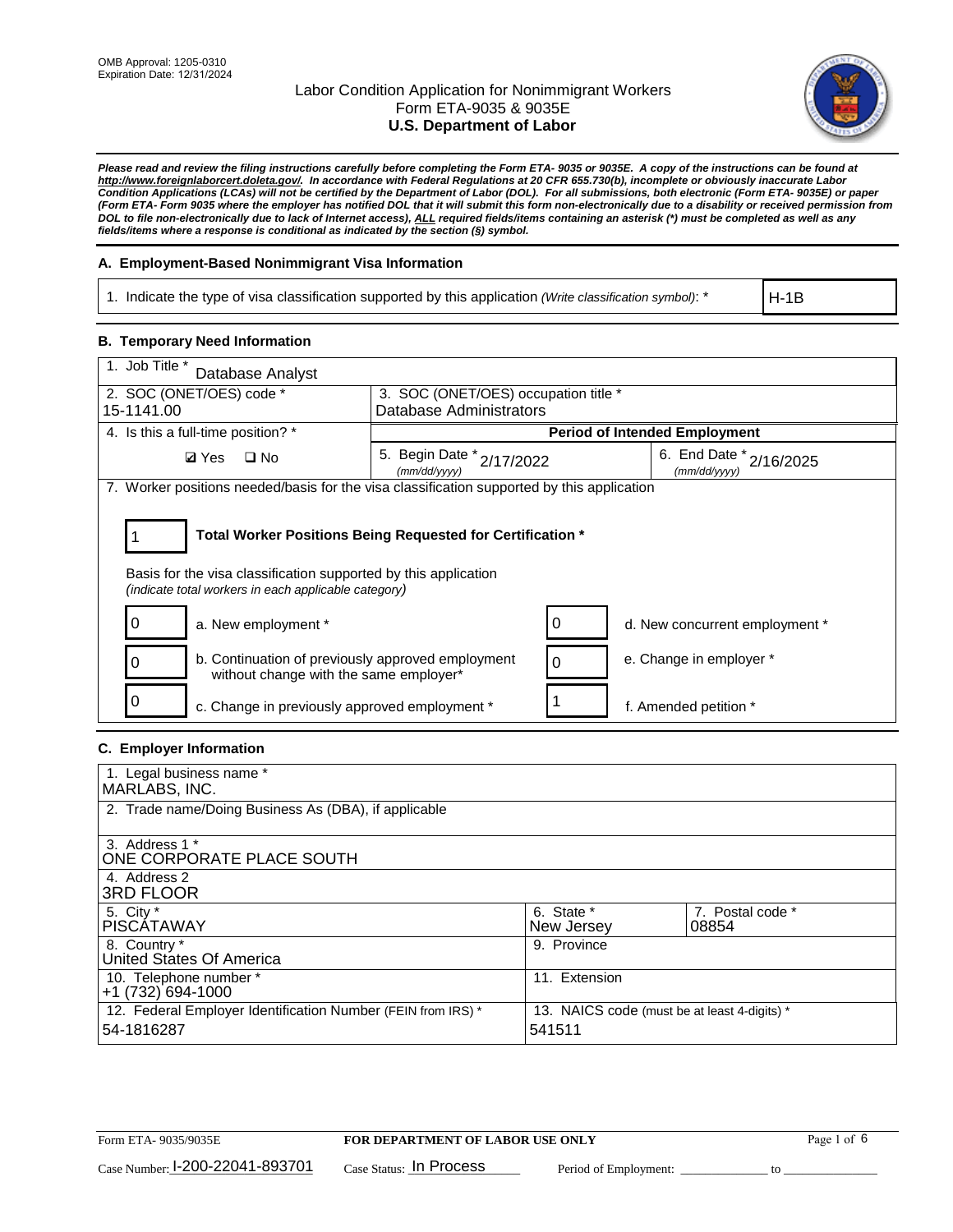OMB Approval: 1205-0310
Expiration Date: 12/31/2024

# Labor Condition Application for Nonimmigrant Workers
## Form ETA-9035 & 9035E
## U.S. Department of Labor

***Please read and review the filing instructions carefully before completing the Form ETA- 9035 or 9035E. A copy of the instructions can be found at http://www.foreignlaborcert.doleta.gov/. In accordance with Federal Regulations at 20 CFR 655.730(b), incomplete or obviously inaccurate Labor Condition Applications (LCAs) will not be certified by the Department of Labor (DOL). For all submissions, both electronic (Form ETA- 9035E) or paper (Form ETA- Form 9035 where the employer has notified DOL that it will submit this form non-electronically due to a disability or received permission from DOL to file non-electronically due to lack of Internet access), ALL required fields/items containing an asterisk (*) must be completed as well as any fields/items where a response is conditional as indicated by the section (§) symbol.***

### A. Employment-Based Nonimmigrant Visa Information

| 1. Indicate the type of visa classification supported by this application *(Write classification symbol)*: * | H-1B |
|---|---|

### B. Temporary Need Information

| 1. Job Title * Database Analyst | | |
|---|---|---|
| 2. SOC (ONET/OES) code * 15-1141.00 | 3. SOC (ONET/OES) occupation title * Database Administrators | |
| 4. Is this a full-time position? * | **Period of Intended Employment** | |
| ☑ Yes ☐ No | 5. Begin Date * (mm/dd/yyyy) 2/17/2022 | 6. End Date * (mm/dd/yyyy) 2/16/2025 |

7. Worker positions needed/basis for the visa classification supported by this application

| 1 | **Total Worker Positions Being Requested for Certification *** |
|---|---|

Basis for the visa classification supported by this application
*(indicate total workers in each applicable category)*

| | | | |
|---|---|---|---|
| 0 | a. New employment * | 0 | d. New concurrent employment * |
| 0 | b. Continuation of previously approved employment without change with the same employer* | 0 | e. Change in employer * |
| 0 | c. Change in previously approved employment * | 1 | f. Amended petition * |

### C. Employer Information

| | | |
|---|---|---|
| 1. Legal business name * MARLABS, INC. | | |
| 2. Trade name/Doing Business As (DBA), if applicable | | |
| 3. Address 1 * ONE CORPORATE PLACE SOUTH | | |
| 4. Address 2 3RD FLOOR | | |
| 5. City * PISCATAWAY | 6. State * New Jersey | 7. Postal code * 08854 |
| 8. Country * United States Of America | 9. Province | |
| 10. Telephone number * +1 (732) 694-1000 | 11. Extension | |
| 12. Federal Employer Identification Number (FEIN from IRS) * 54-1816287 | 13. NAICS code (must be at least 4-digits) * 541511 | |

Form ETA- 9035/9035E **FOR DEPARTMENT OF LABOR USE ONLY**

Case Number: I-200-22041-893701 Case Status: In Process Period of Employment: _____________ to _____________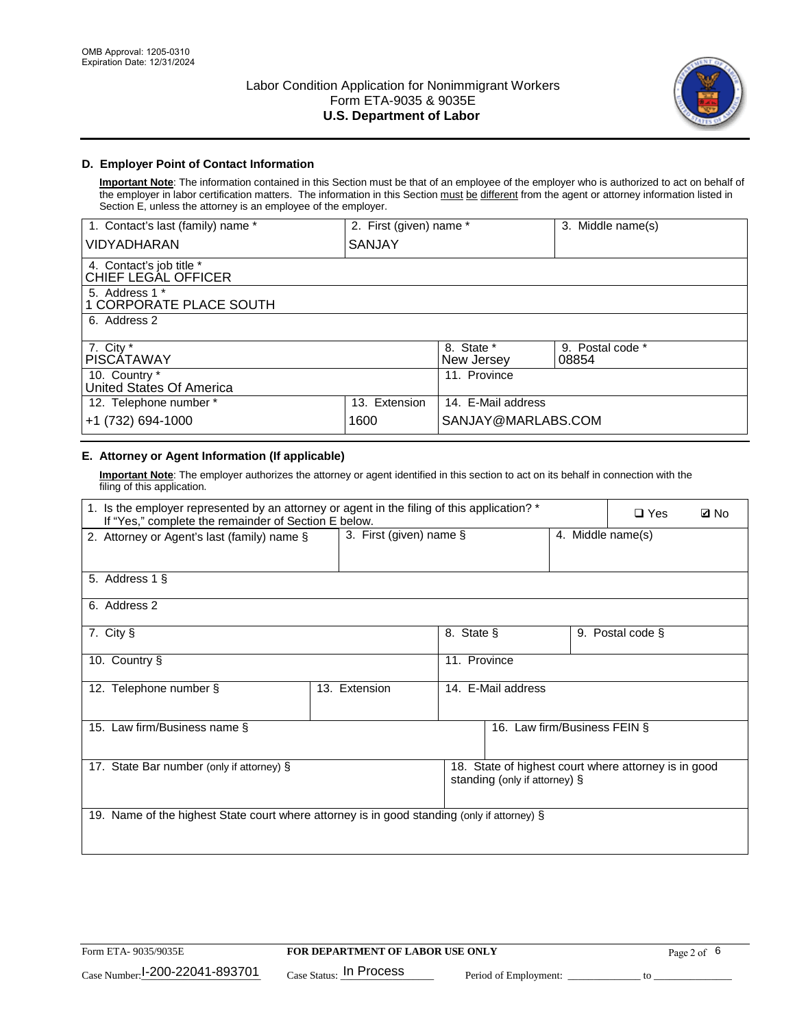OMB Approval: 1205-0310
Expiration Date: 12/31/2024

# Labor Condition Application for Nonimmigrant Workers
## Form ETA-9035 & 9035E
## U.S. Department of Labor

### D. Employer Point of Contact Information

**Important Note**: The information contained in this Section must be that of an employee of the employer who is authorized to act on behalf of the employer in labor certification matters. The information in this Section must be different from the agent or attorney information listed in Section E, unless the attorney is an employee of the employer.

| 1. Contact's last (family) name * | 2. First (given) name * | 3. Middle name(s) |
|---|---|---|
| VIDYADHARAN | SANJAY | |

| 4. Contact's job title * |
|---|
| CHIEF LEGAL OFFICER |

| 5. Address 1 * |
|---|
| 1 CORPORATE PLACE SOUTH |

| 6. Address 2 |
|---|
| |

| 7. City * | 8. State * | 9. Postal code * |
|---|---|---|
| PISCATAWAY | New Jersey | 08854 |

| 10. Country * | 11. Province |
|---|---|
| United States Of America | |

| 12. Telephone number * | 13. Extension | 14. E-Mail address |
|---|---|---|
| +1 (732) 694-1000 | 1600 | SANJAY@MARLABS.COM |

### E. Attorney or Agent Information (If applicable)

**Important Note**: The employer authorizes the attorney or agent identified in this section to act on its behalf in connection with the filing of this application.

| 1. Is the employer represented by an attorney or agent in the filing of this application? * If "Yes," complete the remainder of Section E below. | ❑ Yes | ☑ No |
|---|---|---|

| 2. Attorney or Agent's last (family) name § | 3. First (given) name § | 4. Middle name(s) |
|---|---|---|
| | | |

| 5. Address 1 § |
|---|
| |

| 6. Address 2 |
|---|
| |

| 7. City § | 8. State § | 9. Postal code § |
|---|---|---|
| | | |

| 10. Country § | 11. Province |
|---|---|
| | |

| 12. Telephone number § | 13. Extension | 14. E-Mail address |
|---|---|---|
| | | |

| 15. Law firm/Business name § | 16. Law firm/Business FEIN § |
|---|---|
| | |

| 17. State Bar number (only if attorney) § | 18. State of highest court where attorney is in good standing (only if attorney) § |
|---|---|
| | |

| 19. Name of the highest State court where attorney is in good standing (only if attorney) § |
|---|
| |

Form ETA- 9035/9035E | FOR DEPARTMENT OF LABOR USE ONLY

Case Number: I-200-22041-893701 Case Status: In Process Period of Employment: ______________ to ______________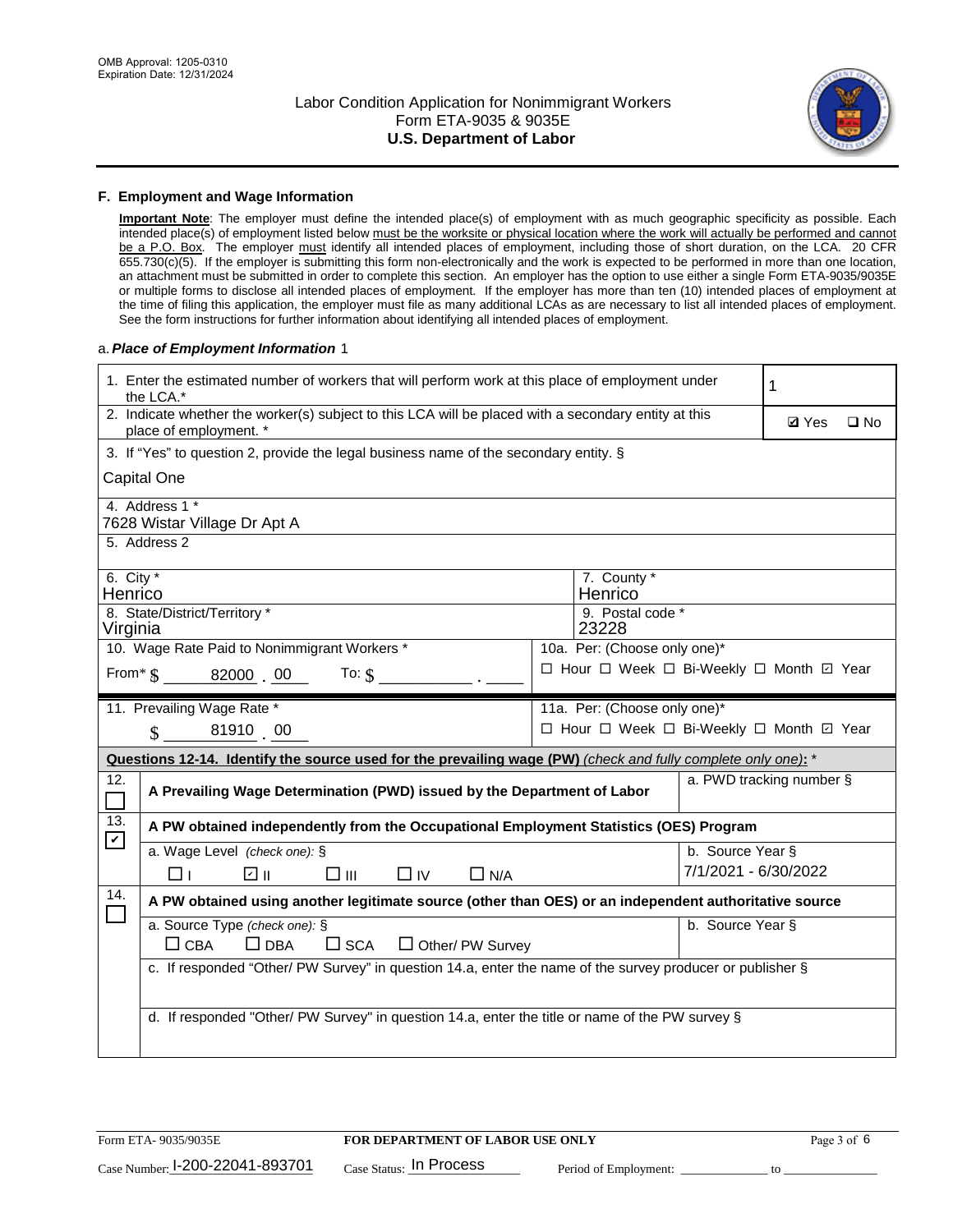## F. Employment and Wage Information

**Important Note**: The employer must define the intended place(s) of employment with as much geographic specificity as possible. Each intended place(s) of employment listed below must be the worksite or physical location where the work will actually be performed and cannot be a P.O. Box. The employer must identify all intended places of employment, including those of short duration, on the LCA. 20 CFR 655.730(c)(5). If the employer is submitting this form non-electronically and the work is expected to be performed in more than one location, an attachment must be submitted in order to complete this section. An employer has the option to use either a single Form ETA-9035/9035E or multiple forms to disclose all intended places of employment. If the employer has more than ten (10) intended places of employment at the time of filing this application, the employer must file as many additional LCAs as are necessary to list all intended places of employment. See the form instructions for further information about identifying all intended places of employment.

a. ***Place of Employment Information*** 1

| | |
|---|---|
| 1. Enter the estimated number of workers that will perform work at this place of employment under the LCA.* | 1 |
| 2. Indicate whether the worker(s) subject to this LCA will be placed with a secondary entity at this place of employment. * | ☑ Yes ☐ No |
| 3. If "Yes" to question 2, provide the legal business name of the secondary entity. § Capital One | |
| 4. Address 1 * 7628 Wistar Village Dr Apt A | |
| 5. Address 2 | |
| 6. City * Henrico | 7. County * Henrico |
| 8. State/District/Territory * Virginia | 9. Postal code * 23228 |
| 10. Wage Rate Paid to Nonimmigrant Workers * From* $ 82000 . 00 To: $ \_\_\_\_ . \_\_\_\_ | 10a. Per: (Choose only one)* ☐ Hour ☐ Week ☐ Bi-Weekly ☐ Month ☑ Year |
| 11. Prevailing Wage Rate * $ 81910 . 00 | 11a. Per: (Choose only one)* ☐ Hour ☐ Week ☐ Bi-Weekly ☐ Month ☑ Year |

**Questions 12-14. Identify the source used for the prevailing wage (PW)** *(check and fully complete only one)*: *

| | | |
|---|---|---|
| 12. ☐ | **A Prevailing Wage Determination (PWD) issued by the Department of Labor** | a. PWD tracking number § |
| 13. ☑ | **A PW obtained independently from the Occupational Employment Statistics (OES) Program** | |
| | a. Wage Level *(check one)*: § ☐ I ☑ II ☐ III ☐ IV ☐ N/A | b. Source Year § 7/1/2021 - 6/30/2022 |
| 14. ☐ | **A PW obtained using another legitimate source (other than OES) or an independent authoritative source** | |
| | a. Source Type *(check one)*: § ☐ CBA ☐ DBA ☐ SCA ☐ Other/ PW Survey | b. Source Year § |
| | c. If responded "Other/ PW Survey" in question 14.a, enter the name of the survey producer or publisher § | |
| | d. If responded "Other/ PW Survey" in question 14.a, enter the title or name of the PW survey § | |

Form ETA- 9035/9035E **FOR DEPARTMENT OF LABOR USE ONLY**

Case Number: I-200-22041-893701 Case Status: In Process Period of Employment: \_\_\_\_\_\_\_\_ to \_\_\_\_\_\_\_\_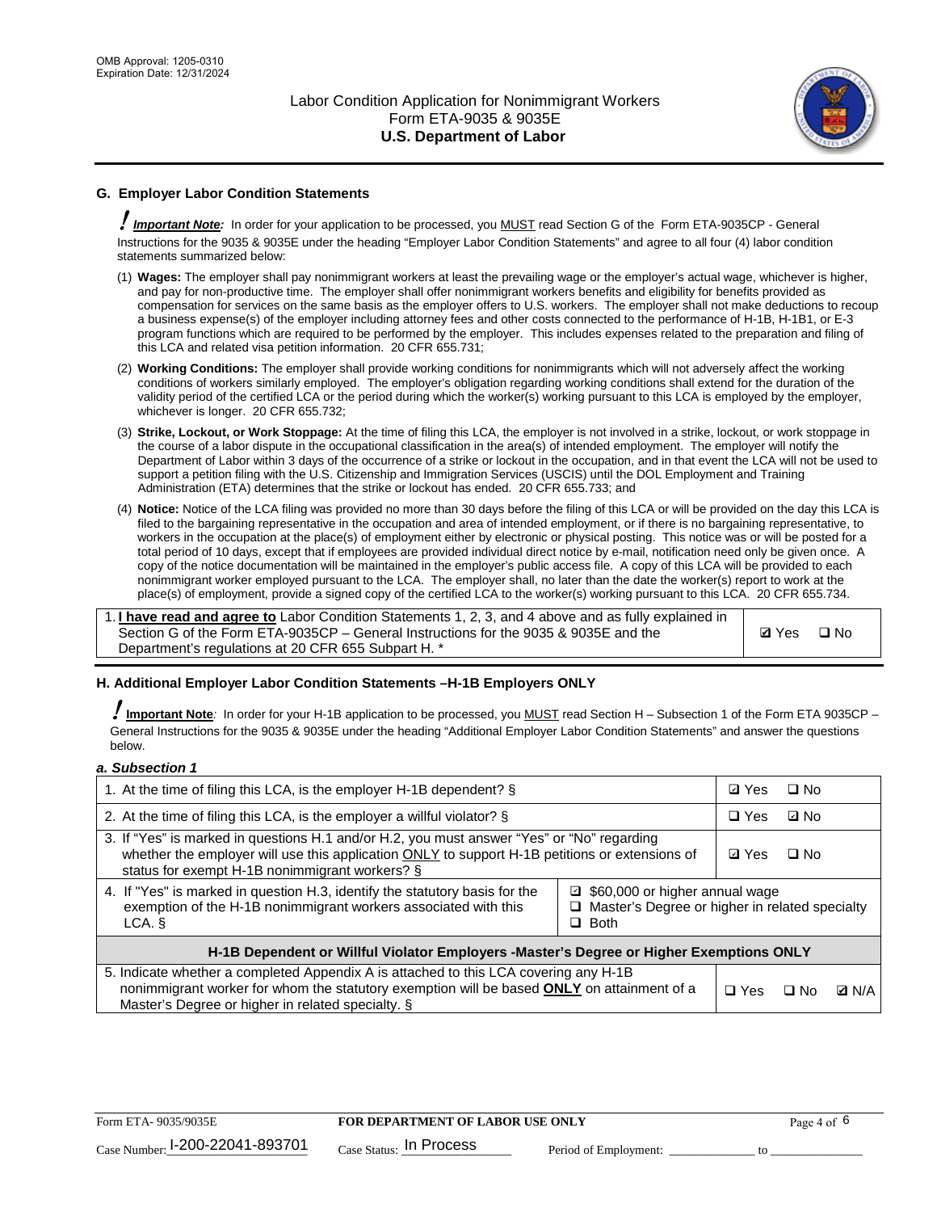OMB Approval: 1205-0310
Expiration Date: 12/31/2024

Labor Condition Application for Nonimmigrant Workers
Form ETA-9035 & 9035E
**U.S. Department of Labor**

## G. Employer Labor Condition Statements

! ***Important Note:*** In order for your application to be processed, you MUST read Section G of the Form ETA-9035CP - General Instructions for the 9035 & 9035E under the heading "Employer Labor Condition Statements" and agree to all four (4) labor condition statements summarized below:

(1) **Wages:** The employer shall pay nonimmigrant workers at least the prevailing wage or the employer's actual wage, whichever is higher, and pay for non-productive time. The employer shall offer nonimmigrant workers benefits and eligibility for benefits provided as compensation for services on the same basis as the employer offers to U.S. workers. The employer shall not make deductions to recoup a business expense(s) of the employer including attorney fees and other costs connected to the performance of H-1B, H-1B1, or E-3 program functions which are required to be performed by the employer. This includes expenses related to the preparation and filing of this LCA and related visa petition information. 20 CFR 655.731;

(2) **Working Conditions:** The employer shall provide working conditions for nonimmigrants which will not adversely affect the working conditions of workers similarly employed. The employer's obligation regarding working conditions shall extend for the duration of the validity period of the certified LCA or the period during which the worker(s) working pursuant to this LCA is employed by the employer, whichever is longer. 20 CFR 655.732;

(3) **Strike, Lockout, or Work Stoppage:** At the time of filing this LCA, the employer is not involved in a strike, lockout, or work stoppage in the course of a labor dispute in the occupational classification in the area(s) of intended employment. The employer will notify the Department of Labor within 3 days of the occurrence of a strike or lockout in the occupation, and in that event the LCA will not be used to support a petition filing with the U.S. Citizenship and Immigration Services (USCIS) until the DOL Employment and Training Administration (ETA) determines that the strike or lockout has ended. 20 CFR 655.733; and

(4) **Notice:** Notice of the LCA filing was provided no more than 30 days before the filing of this LCA or will be provided on the day this LCA is filed to the bargaining representative in the occupation and area of intended employment, or if there is no bargaining representative, to workers in the occupation at the place(s) of employment either by electronic or physical posting. This notice was or will be posted for a total period of 10 days, except that if employees are provided individual direct notice by e-mail, notification need only be given once. A copy of the notice documentation will be maintained in the employer's public access file. A copy of this LCA will be provided to each nonimmigrant worker employed pursuant to the LCA. The employer shall, no later than the date the worker(s) report to work at the place(s) of employment, provide a signed copy of the certified LCA to the worker(s) working pursuant to this LCA. 20 CFR 655.734.

| 1. **I have read and agree to** Labor Condition Statements 1, 2, 3, and 4 above and as fully explained in Section G of the Form ETA-9035CP – General Instructions for the 9035 & 9035E and the Department's regulations at 20 CFR 655 Subpart H. * | ☑ Yes ☐ No |
|---|---|

## H. Additional Employer Labor Condition Statements –H-1B Employers ONLY

! **Important Note**: In order for your H-1B application to be processed, you MUST read Section H – Subsection 1 of the Form ETA 9035CP – General Instructions for the 9035 & 9035E under the heading "Additional Employer Labor Condition Statements" and answer the questions below.

***a. Subsection 1***

| 1. At the time of filing this LCA, is the employer H-1B dependent? § | | ☑ Yes ☐ No |
|---|---|---|
| 2. At the time of filing this LCA, is the employer a willful violator? § | | ☐ Yes ☑ No |
| 3. If "Yes" is marked in questions H.1 and/or H.2, you must answer "Yes" or "No" regarding whether the employer will use this application ONLY to support H-1B petitions or extensions of status for exempt H-1B nonimmigrant workers? § | | ☑ Yes ☐ No |
| 4. If "Yes" is marked in question H.3, identify the statutory basis for the exemption of the H-1B nonimmigrant workers associated with this LCA. § | ☑ $60,000 or higher annual wage<br>☐ Master's Degree or higher in related specialty<br>☐ Both | |
| **H-1B Dependent or Willful Violator Employers -Master's Degree or Higher Exemptions ONLY** | | |
| 5. Indicate whether a completed Appendix A is attached to this LCA covering any H-1B nonimmigrant worker for whom the statutory exemption will be based **ONLY** on attainment of a Master's Degree or higher in related specialty. § | | ☐ Yes ☐ No ☑ N/A |

Form ETA- 9035/9035E | **FOR DEPARTMENT OF LABOR USE ONLY**
Case Number: I-200-22041-893701 | Case Status: In Process | Period of Employment: ____________ to ____________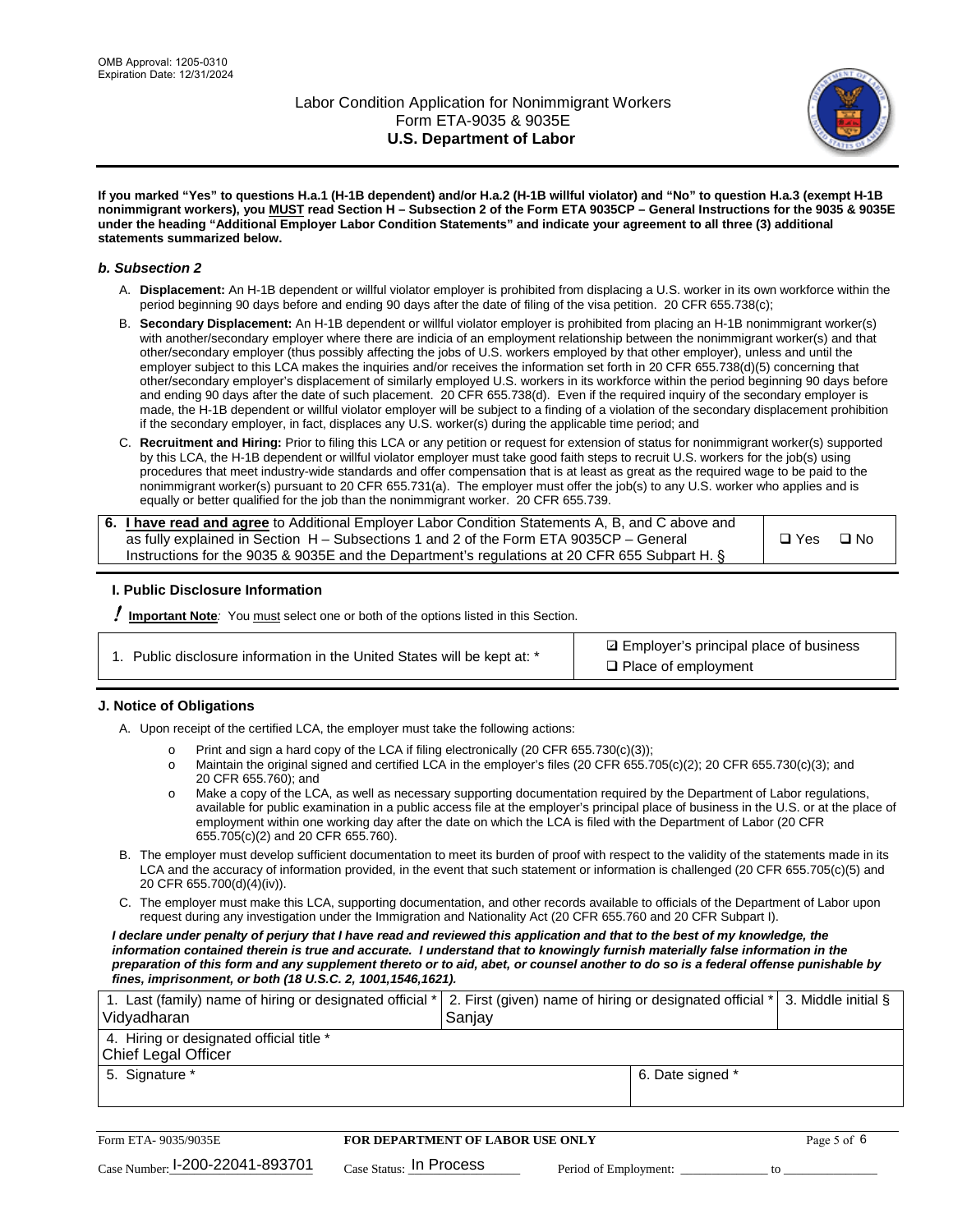**If you marked "Yes" to questions H.a.1 (H-1B dependent) and/or H.a.2 (H-1B willful violator) and "No" to question H.a.3 (exempt H-1B nonimmigrant workers), you MUST read Section H – Subsection 2 of the Form ETA 9035CP – General Instructions for the 9035 & 9035E under the heading "Additional Employer Labor Condition Statements" and indicate your agreement to all three (3) additional statements summarized below.**

### *b. Subsection 2*

A. **Displacement:** An H-1B dependent or willful violator employer is prohibited from displacing a U.S. worker in its own workforce within the period beginning 90 days before and ending 90 days after the date of filing of the visa petition. 20 CFR 655.738(c);

B. **Secondary Displacement:** An H-1B dependent or willful violator employer is prohibited from placing an H-1B nonimmigrant worker(s) with another/secondary employer where there are indicia of an employment relationship between the nonimmigrant worker(s) and that other/secondary employer (thus possibly affecting the jobs of U.S. workers employed by that other employer), unless and until the employer subject to this LCA makes the inquiries and/or receives the information set forth in 20 CFR 655.738(d)(5) concerning that other/secondary employer's displacement of similarly employed U.S. workers in its workforce within the period beginning 90 days before and ending 90 days after the date of such placement. 20 CFR 655.738(d). Even if the required inquiry of the secondary employer is made, the H-1B dependent or willful violator employer will be subject to a finding of a violation of the secondary displacement prohibition if the secondary employer, in fact, displaces any U.S. worker(s) during the applicable time period; and

C. **Recruitment and Hiring:** Prior to filing this LCA or any petition or request for extension of status for nonimmigrant worker(s) supported by this LCA, the H-1B dependent or willful violator employer must take good faith steps to recruit U.S. workers for the job(s) using procedures that meet industry-wide standards and offer compensation that is at least as great as the required wage to be paid to the nonimmigrant worker(s) pursuant to 20 CFR 655.731(a). The employer must offer the job(s) to any U.S. worker who applies and is equally or better qualified for the job than the nonimmigrant worker. 20 CFR 655.739.

| 6. **I have read and agree** to Additional Employer Labor Condition Statements A, B, and C above and as fully explained in Section H – Subsections 1 and 2 of the Form ETA 9035CP – General Instructions for the 9035 & 9035E and the Department's regulations at 20 CFR 655 Subpart H. § | ❑ Yes ❑ No |
|---|---|

## I. Public Disclosure Information

**! Important Note**: You must select one or both of the options listed in this Section.

| 1. Public disclosure information in the United States will be kept at: * | ☑ Employer's principal place of business<br>❑ Place of employment |
|---|---|

## J. Notice of Obligations

A. Upon receipt of the certified LCA, the employer must take the following actions:

- o Print and sign a hard copy of the LCA if filing electronically (20 CFR 655.730(c)(3));
- o Maintain the original signed and certified LCA in the employer's files (20 CFR 655.705(c)(2); 20 CFR 655.730(c)(3); and 20 CFR 655.760); and
- o Make a copy of the LCA, as well as necessary supporting documentation required by the Department of Labor regulations, available for public examination in a public access file at the employer's principal place of business in the U.S. or at the place of employment within one working day after the date on which the LCA is filed with the Department of Labor (20 CFR 655.705(c)(2) and 20 CFR 655.760).

B. The employer must develop sufficient documentation to meet its burden of proof with respect to the validity of the statements made in its LCA and the accuracy of information provided, in the event that such statement or information is challenged (20 CFR 655.705(c)(5) and 20 CFR 655.700(d)(4)(iv)).

C. The employer must make this LCA, supporting documentation, and other records available to officials of the Department of Labor upon request during any investigation under the Immigration and Nationality Act (20 CFR 655.760 and 20 CFR Subpart I).

***I declare under penalty of perjury that I have read and reviewed this application and that to the best of my knowledge, the information contained therein is true and accurate. I understand that to knowingly furnish materially false information in the preparation of this form and any supplement thereto or to aid, abet, or counsel another to do so is a federal offense punishable by fines, imprisonment, or both (18 U.S.C. 2, 1001,1546,1621).***

| 1. Last (family) name of hiring or designated official *<br>Vidyadharan | 2. First (given) name of hiring or designated official *<br>Sanjay | 3. Middle initial § |
|---|---|---|
| 4. Hiring or designated official title *<br>Chief Legal Officer | | |
| 5. Signature * | 6. Date signed * | |

| Form ETA- 9035/9035E | FOR DEPARTMENT OF LABOR USE ONLY | |
|---|---|---|
| Case Number: I-200-22041-893701 | Case Status: In Process | Period of Employment: _____________ to _____________ |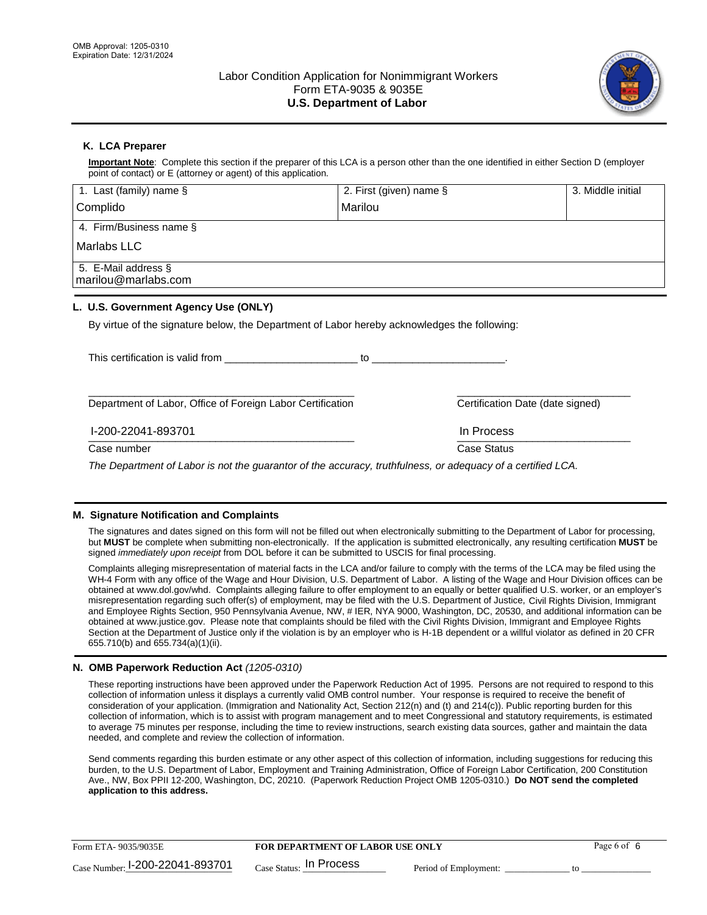OMB Approval: 1205-0310
Expiration Date: 12/31/2024

# Labor Condition Application for Nonimmigrant Workers
## Form ETA-9035 & 9035E
## U.S. Department of Labor

### K. LCA Preparer

**Important Note**: Complete this section if the preparer of this LCA is a person other than the one identified in either Section D (employer point of contact) or E (attorney or agent) of this application.

| 1. Last (family) name § | 2. First (given) name § | 3. Middle initial |
|---|---|---|
| Complido | Marilou | |
| 4. Firm/Business name § | | |
| Marlabs LLC | | |
| 5. E-Mail address § | | |
| marilou@marlabs.com | | |

### L. U.S. Government Agency Use (ONLY)

By virtue of the signature below, the Department of Labor hereby acknowledges the following:

This certification is valid from ______________________ to ______________________.

______________________________________________ Department of Labor, Office of Foreign Labor Certification

______________________________ Certification Date (date signed)

I-200-22041-893701
Case number

In Process
Case Status

*The Department of Labor is not the guarantor of the accuracy, truthfulness, or adequacy of a certified LCA.*

### M. Signature Notification and Complaints

The signatures and dates signed on this form will not be filled out when electronically submitting to the Department of Labor for processing, but **MUST** be complete when submitting non-electronically. If the application is submitted electronically, any resulting certification **MUST** be signed *immediately upon receipt* from DOL before it can be submitted to USCIS for final processing.

Complaints alleging misrepresentation of material facts in the LCA and/or failure to comply with the terms of the LCA may be filed using the WH-4 Form with any office of the Wage and Hour Division, U.S. Department of Labor. A listing of the Wage and Hour Division offices can be obtained at www.dol.gov/whd. Complaints alleging failure to offer employment to an equally or better qualified U.S. worker, or an employer's misrepresentation regarding such offer(s) of employment, may be filed with the U.S. Department of Justice, Civil Rights Division, Immigrant and Employee Rights Section, 950 Pennsylvania Avenue, NW, # IER, NYA 9000, Washington, DC, 20530, and additional information can be obtained at www.justice.gov. Please note that complaints should be filed with the Civil Rights Division, Immigrant and Employee Rights Section at the Department of Justice only if the violation is by an employer who is H-1B dependent or a willful violator as defined in 20 CFR 655.710(b) and 655.734(a)(1)(ii).

### N. OMB Paperwork Reduction Act *(1205-0310)*

These reporting instructions have been approved under the Paperwork Reduction Act of 1995. Persons are not required to respond to this collection of information unless it displays a currently valid OMB control number. Your response is required to receive the benefit of consideration of your application. (Immigration and Nationality Act, Section 212(n) and (t) and 214(c)). Public reporting burden for this collection of information, which is to assist with program management and to meet Congressional and statutory requirements, is estimated to average 75 minutes per response, including the time to review instructions, search existing data sources, gather and maintain the data needed, and complete and review the collection of information.

Send comments regarding this burden estimate or any other aspect of this collection of information, including suggestions for reducing this burden, to the U.S. Department of Labor, Employment and Training Administration, Office of Foreign Labor Certification, 200 Constitution Ave., NW, Box PPII 12-200, Washington, DC, 20210. (Paperwork Reduction Project OMB 1205-0310.) **Do NOT send the completed application to this address.**

Form ETA- 9035/9035E — **FOR DEPARTMENT OF LABOR USE ONLY**

Case Number: I-200-22041-893701 Case Status: In Process Period of Employment: ____________ to ____________